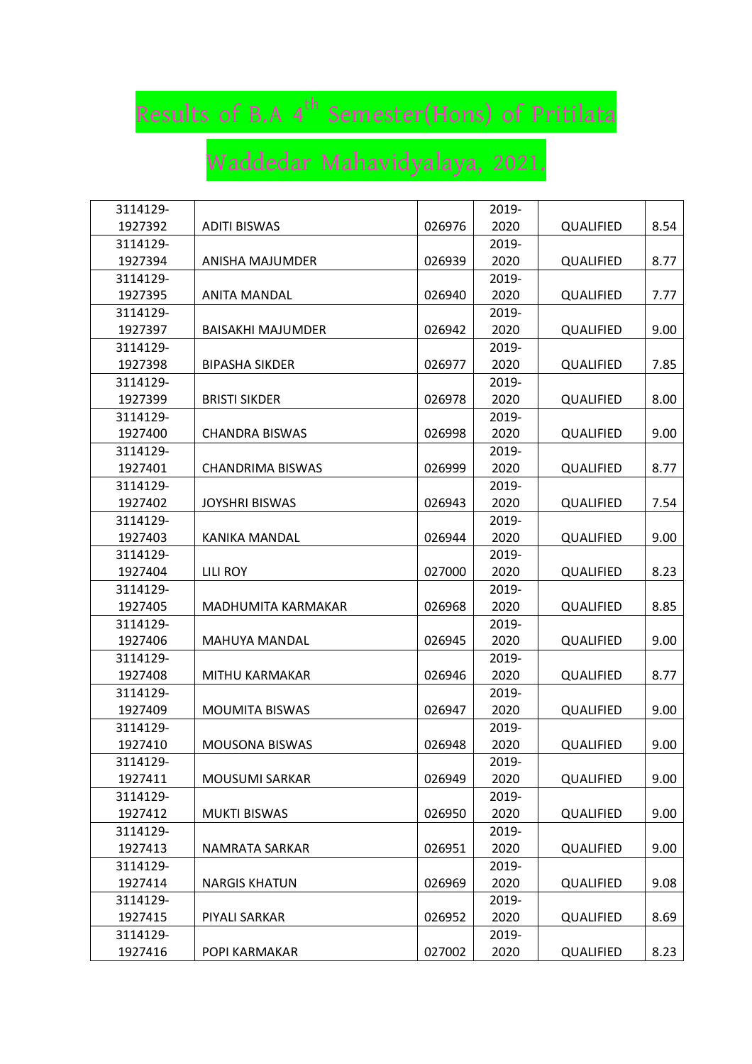# Results of B.A 4th Semester(Hons) of Pritilata Waddedar Mahavidyalaya, 2021.

| | | | | | |
|---|---|---|---|---|---|
| 3114129-1927392 | ADITI BISWAS | 026976 | 2019-2020 | QUALIFIED | 8.54 |
| 3114129-1927394 | ANISHA MAJUMDER | 026939 | 2019-2020 | QUALIFIED | 8.77 |
| 3114129-1927395 | ANITA MANDAL | 026940 | 2019-2020 | QUALIFIED | 7.77 |
| 3114129-1927397 | BAISAKHI MAJUMDER | 026942 | 2019-2020 | QUALIFIED | 9.00 |
| 3114129-1927398 | BIPASHA SIKDER | 026977 | 2019-2020 | QUALIFIED | 7.85 |
| 3114129-1927399 | BRISTI SIKDER | 026978 | 2019-2020 | QUALIFIED | 8.00 |
| 3114129-1927400 | CHANDRA BISWAS | 026998 | 2019-2020 | QUALIFIED | 9.00 |
| 3114129-1927401 | CHANDRIMA BISWAS | 026999 | 2019-2020 | QUALIFIED | 8.77 |
| 3114129-1927402 | JOYSHRI BISWAS | 026943 | 2019-2020 | QUALIFIED | 7.54 |
| 3114129-1927403 | KANIKA MANDAL | 026944 | 2019-2020 | QUALIFIED | 9.00 |
| 3114129-1927404 | LILI ROY | 027000 | 2019-2020 | QUALIFIED | 8.23 |
| 3114129-1927405 | MADHUMITA KARMAKAR | 026968 | 2019-2020 | QUALIFIED | 8.85 |
| 3114129-1927406 | MAHUYA MANDAL | 026945 | 2019-2020 | QUALIFIED | 9.00 |
| 3114129-1927408 | MITHU KARMAKAR | 026946 | 2019-2020 | QUALIFIED | 8.77 |
| 3114129-1927409 | MOUMITA BISWAS | 026947 | 2019-2020 | QUALIFIED | 9.00 |
| 3114129-1927410 | MOUSONA BISWAS | 026948 | 2019-2020 | QUALIFIED | 9.00 |
| 3114129-1927411 | MOUSUMI SARKAR | 026949 | 2019-2020 | QUALIFIED | 9.00 |
| 3114129-1927412 | MUKTI BISWAS | 026950 | 2019-2020 | QUALIFIED | 9.00 |
| 3114129-1927413 | NAMRATA SARKAR | 026951 | 2019-2020 | QUALIFIED | 9.00 |
| 3114129-1927414 | NARGIS KHATUN | 026969 | 2019-2020 | QUALIFIED | 9.08 |
| 3114129-1927415 | PIYALI SARKAR | 026952 | 2019-2020 | QUALIFIED | 8.69 |
| 3114129-1927416 | POPI KARMAKAR | 027002 | 2019-2020 | QUALIFIED | 8.23 |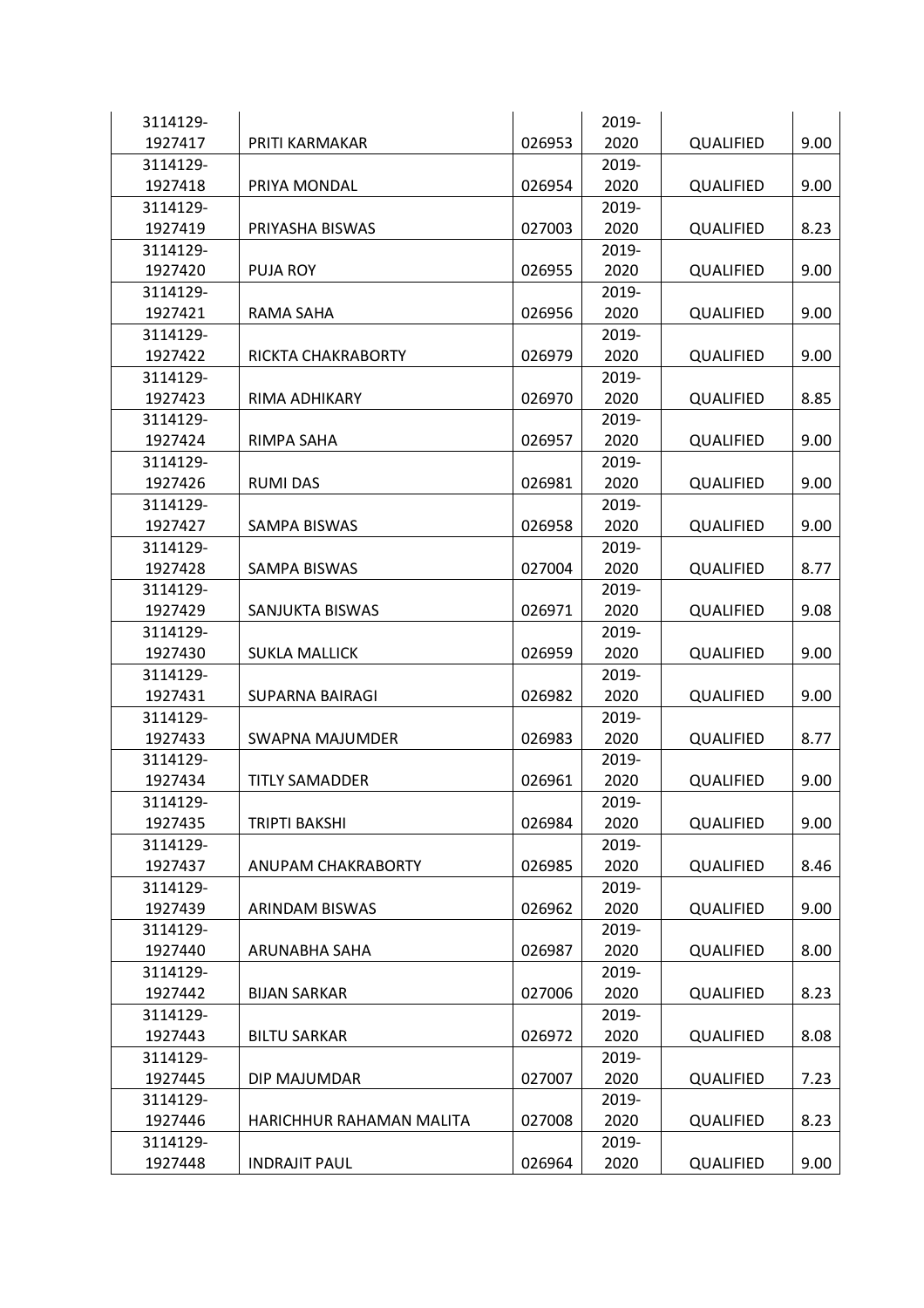| | | | | | |
|---|---|---|---|---|---|
| 3114129-1927417 | PRITI KARMAKAR | 026953 | 2019-2020 | QUALIFIED | 9.00 |
| 3114129-1927418 | PRIYA MONDAL | 026954 | 2019-2020 | QUALIFIED | 9.00 |
| 3114129-1927419 | PRIYASHA BISWAS | 027003 | 2019-2020 | QUALIFIED | 8.23 |
| 3114129-1927420 | PUJA ROY | 026955 | 2019-2020 | QUALIFIED | 9.00 |
| 3114129-1927421 | RAMA SAHA | 026956 | 2019-2020 | QUALIFIED | 9.00 |
| 3114129-1927422 | RICKTA CHAKRABORTY | 026979 | 2019-2020 | QUALIFIED | 9.00 |
| 3114129-1927423 | RIMA ADHIKARY | 026970 | 2019-2020 | QUALIFIED | 8.85 |
| 3114129-1927424 | RIMPA SAHA | 026957 | 2019-2020 | QUALIFIED | 9.00 |
| 3114129-1927426 | RUMI DAS | 026981 | 2019-2020 | QUALIFIED | 9.00 |
| 3114129-1927427 | SAMPA BISWAS | 026958 | 2019-2020 | QUALIFIED | 9.00 |
| 3114129-1927428 | SAMPA BISWAS | 027004 | 2019-2020 | QUALIFIED | 8.77 |
| 3114129-1927429 | SANJUKTA BISWAS | 026971 | 2019-2020 | QUALIFIED | 9.08 |
| 3114129-1927430 | SUKLA MALLICK | 026959 | 2019-2020 | QUALIFIED | 9.00 |
| 3114129-1927431 | SUPARNA BAIRAGI | 026982 | 2019-2020 | QUALIFIED | 9.00 |
| 3114129-1927433 | SWAPNA MAJUMDER | 026983 | 2019-2020 | QUALIFIED | 8.77 |
| 3114129-1927434 | TITLY SAMADDER | 026961 | 2019-2020 | QUALIFIED | 9.00 |
| 3114129-1927435 | TRIPTI BAKSHI | 026984 | 2019-2020 | QUALIFIED | 9.00 |
| 3114129-1927437 | ANUPAM CHAKRABORTY | 026985 | 2019-2020 | QUALIFIED | 8.46 |
| 3114129-1927439 | ARINDAM BISWAS | 026962 | 2019-2020 | QUALIFIED | 9.00 |
| 3114129-1927440 | ARUNABHA SAHA | 026987 | 2019-2020 | QUALIFIED | 8.00 |
| 3114129-1927442 | BIJAN SARKAR | 027006 | 2019-2020 | QUALIFIED | 8.23 |
| 3114129-1927443 | BILTU SARKAR | 026972 | 2019-2020 | QUALIFIED | 8.08 |
| 3114129-1927445 | DIP MAJUMDAR | 027007 | 2019-2020 | QUALIFIED | 7.23 |
| 3114129-1927446 | HARICHHUR RAHAMAN MALITA | 027008 | 2019-2020 | QUALIFIED | 8.23 |
| 3114129-1927448 | INDRAJIT PAUL | 026964 | 2019-2020 | QUALIFIED | 9.00 |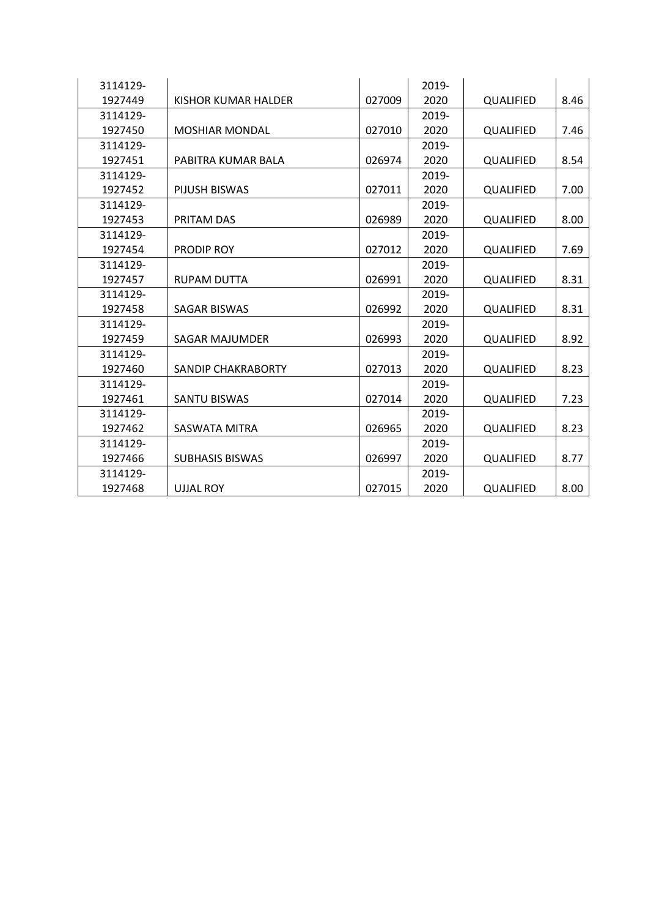| | | | | | |
|---|---|---|---|---|---|
| 3114129-1927449 | KISHOR KUMAR HALDER | 027009 | 2019-2020 | QUALIFIED | 8.46 |
| 3114129-1927450 | MOSHIAR MONDAL | 027010 | 2019-2020 | QUALIFIED | 7.46 |
| 3114129-1927451 | PABITRA KUMAR BALA | 026974 | 2019-2020 | QUALIFIED | 8.54 |
| 3114129-1927452 | PIJUSH BISWAS | 027011 | 2019-2020 | QUALIFIED | 7.00 |
| 3114129-1927453 | PRITAM DAS | 026989 | 2019-2020 | QUALIFIED | 8.00 |
| 3114129-1927454 | PRODIP ROY | 027012 | 2019-2020 | QUALIFIED | 7.69 |
| 3114129-1927457 | RUPAM DUTTA | 026991 | 2019-2020 | QUALIFIED | 8.31 |
| 3114129-1927458 | SAGAR BISWAS | 026992 | 2019-2020 | QUALIFIED | 8.31 |
| 3114129-1927459 | SAGAR MAJUMDER | 026993 | 2019-2020 | QUALIFIED | 8.92 |
| 3114129-1927460 | SANDIP CHAKRABORTY | 027013 | 2019-2020 | QUALIFIED | 8.23 |
| 3114129-1927461 | SANTU BISWAS | 027014 | 2019-2020 | QUALIFIED | 7.23 |
| 3114129-1927462 | SASWATA MITRA | 026965 | 2019-2020 | QUALIFIED | 8.23 |
| 3114129-1927466 | SUBHASIS BISWAS | 026997 | 2019-2020 | QUALIFIED | 8.77 |
| 3114129-1927468 | UJJAL ROY | 027015 | 2019-2020 | QUALIFIED | 8.00 |